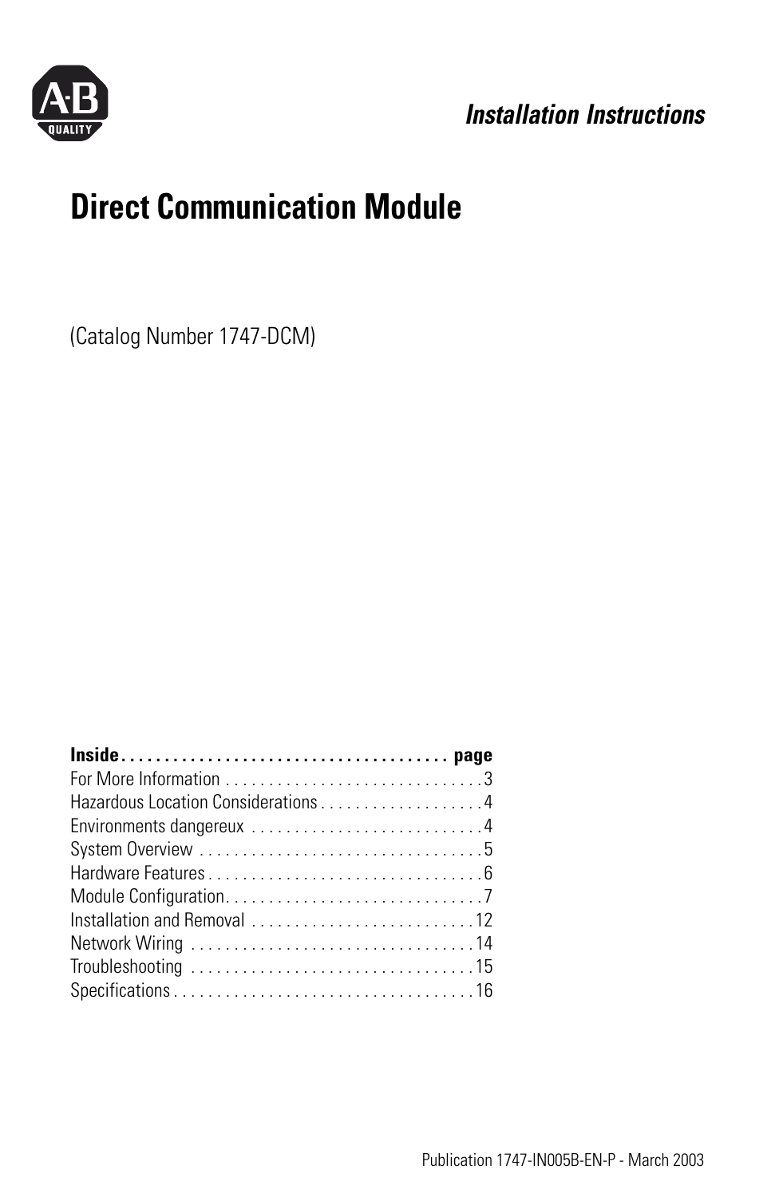*Installation Instructions*

# Direct Communication Module

(Catalog Number 1747-DCM)

| **Inside** | **page** |
| --- | --- |
| For More Information | 3 |
| Hazardous Location Considerations | 4 |
| Environments dangereux | 4 |
| System Overview | 5 |
| Hardware Features | 6 |
| Module Configuration | 7 |
| Installation and Removal | 12 |
| Network Wiring | 14 |
| Troubleshooting | 15 |
| Specifications | 16 |

Publication 1747-IN005B-EN-P - March 2003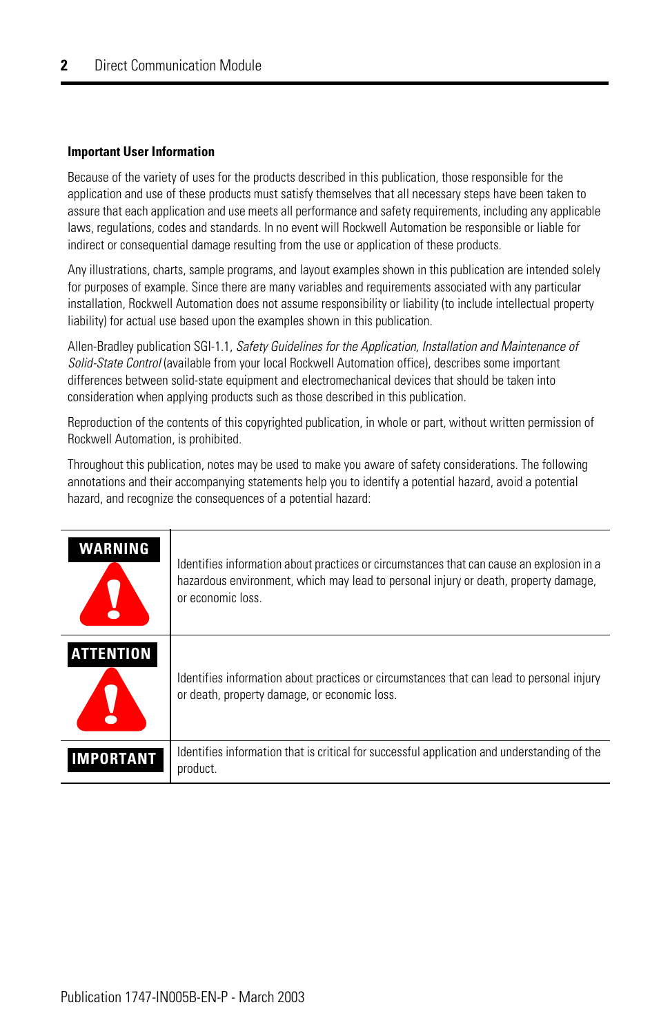### Important User Information

Because of the variety of uses for the products described in this publication, those responsible for the application and use of these products must satisfy themselves that all necessary steps have been taken to assure that each application and use meets all performance and safety requirements, including any applicable laws, regulations, codes and standards. In no event will Rockwell Automation be responsible or liable for indirect or consequential damage resulting from the use or application of these products.

Any illustrations, charts, sample programs, and layout examples shown in this publication are intended solely for purposes of example. Since there are many variables and requirements associated with any particular installation, Rockwell Automation does not assume responsibility or liability (to include intellectual property liability) for actual use based upon the examples shown in this publication.

Allen-Bradley publication SGI-1.1, *Safety Guidelines for the Application, Installation and Maintenance of Solid-State Control* (available from your local Rockwell Automation office), describes some important differences between solid-state equipment and electromechanical devices that should be taken into consideration when applying products such as those described in this publication.

Reproduction of the contents of this copyrighted publication, in whole or part, without written permission of Rockwell Automation, is prohibited.

Throughout this publication, notes may be used to make you aware of safety considerations. The following annotations and their accompanying statements help you to identify a potential hazard, avoid a potential hazard, and recognize the consequences of a potential hazard:

| | |
|---|---|
| **WARNING** | Identifies information about practices or circumstances that can cause an explosion in a hazardous environment, which may lead to personal injury or death, property damage, or economic loss. |
| **ATTENTION** | Identifies information about practices or circumstances that can lead to personal injury or death, property damage, or economic loss. |
| **IMPORTANT** | Identifies information that is critical for successful application and understanding of the product. |

Publication 1747-IN005B-EN-P - March 2003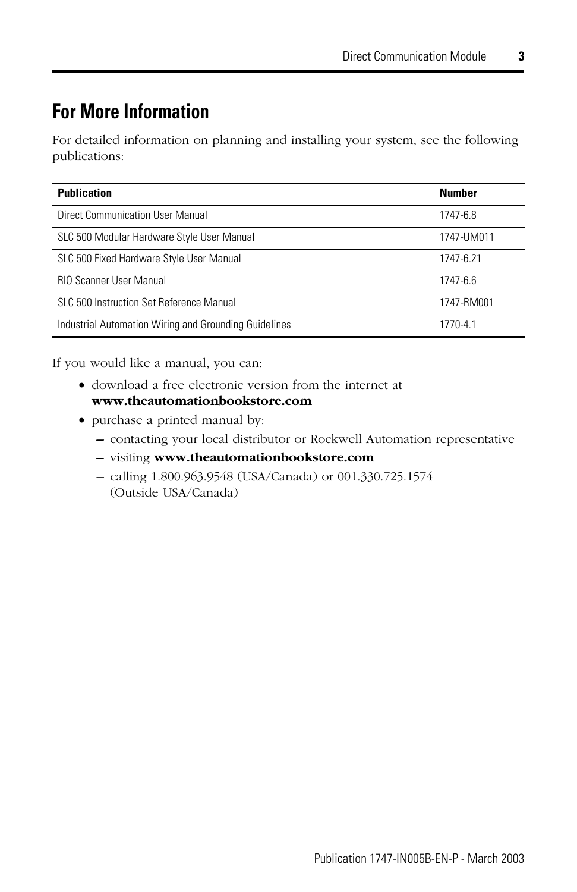# For More Information

For detailed information on planning and installing your system, see the following publications:

| Publication | Number |
| --- | --- |
| Direct Communication User Manual | 1747-6.8 |
| SLC 500 Modular Hardware Style User Manual | 1747-UM011 |
| SLC 500 Fixed Hardware Style User Manual | 1747-6.21 |
| RIO Scanner User Manual | 1747-6.6 |
| SLC 500 Instruction Set Reference Manual | 1747-RM001 |
| Industrial Automation Wiring and Grounding Guidelines | 1770-4.1 |

If you would like a manual, you can:

- download a free electronic version from the internet at **www.theautomationbookstore.com**
- purchase a printed manual by:
  - contacting your local distributor or Rockwell Automation representative
  - visiting **www.theautomationbookstore.com**
  - calling 1.800.963.9548 (USA/Canada) or 001.330.725.1574 (Outside USA/Canada)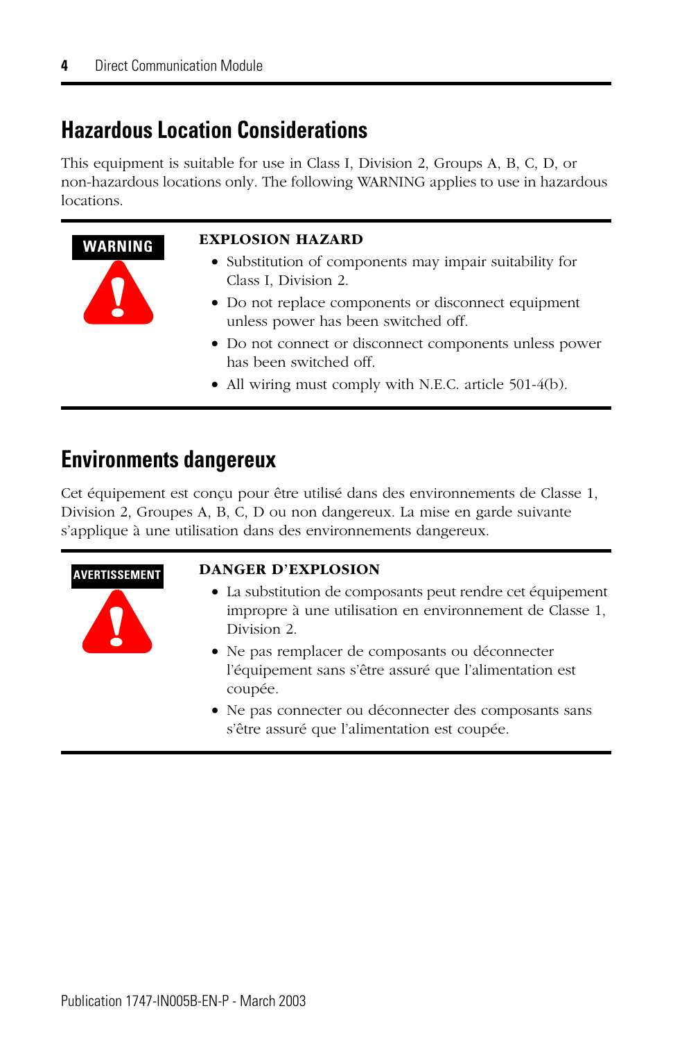## Hazardous Location Considerations

This equipment is suitable for use in Class I, Division 2, Groups A, B, C, D, or non-hazardous locations only. The following WARNING applies to use in hazardous locations.

**WARNING**

**EXPLOSION HAZARD**

- Substitution of components may impair suitability for Class I, Division 2.
- Do not replace components or disconnect equipment unless power has been switched off.
- Do not connect or disconnect components unless power has been switched off.
- All wiring must comply with N.E.C. article 501-4(b).

## Environments dangereux

Cet équipement est conçu pour être utilisé dans des environnements de Classe 1, Division 2, Groupes A, B, C, D ou non dangereux. La mise en garde suivante s'applique à une utilisation dans des environnements dangereux.

**AVERTISSEMENT**

**DANGER D'EXPLOSION**

- La substitution de composants peut rendre cet équipement impropre à une utilisation en environnement de Classe 1, Division 2.
- Ne pas remplacer de composants ou déconnecter l'équipement sans s'être assuré que l'alimentation est coupée.
- Ne pas connecter ou déconnecter des composants sans s'être assuré que l'alimentation est coupée.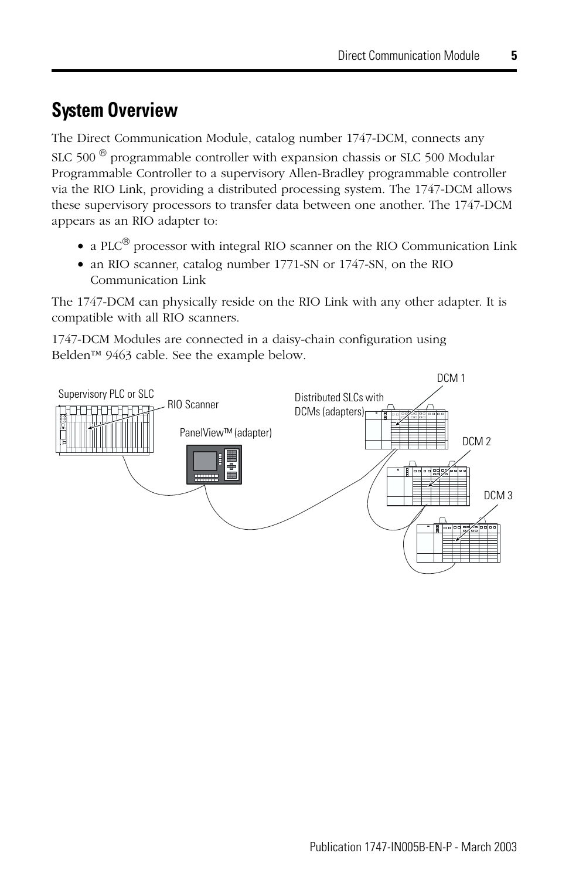# System Overview

The Direct Communication Module, catalog number 1747-DCM, connects any SLC 500 ® programmable controller with expansion chassis or SLC 500 Modular Programmable Controller to a supervisory Allen-Bradley programmable controller via the RIO Link, providing a distributed processing system. The 1747-DCM allows these supervisory processors to transfer data between one another. The 1747-DCM appears as an RIO adapter to:

- a PLC® processor with integral RIO scanner on the RIO Communication Link
- an RIO scanner, catalog number 1771-SN or 1747-SN, on the RIO Communication Link

The 1747-DCM can physically reside on the RIO Link with any other adapter. It is compatible with all RIO scanners.

1747-DCM Modules are connected in a daisy-chain configuration using Belden™ 9463 cable. See the example below.

Supervisory PLC or SLC

RIO Scanner

PanelView™ (adapter)

Distributed SLCs with DCMs (adapters)

DCM 1

DCM 2

DCM 3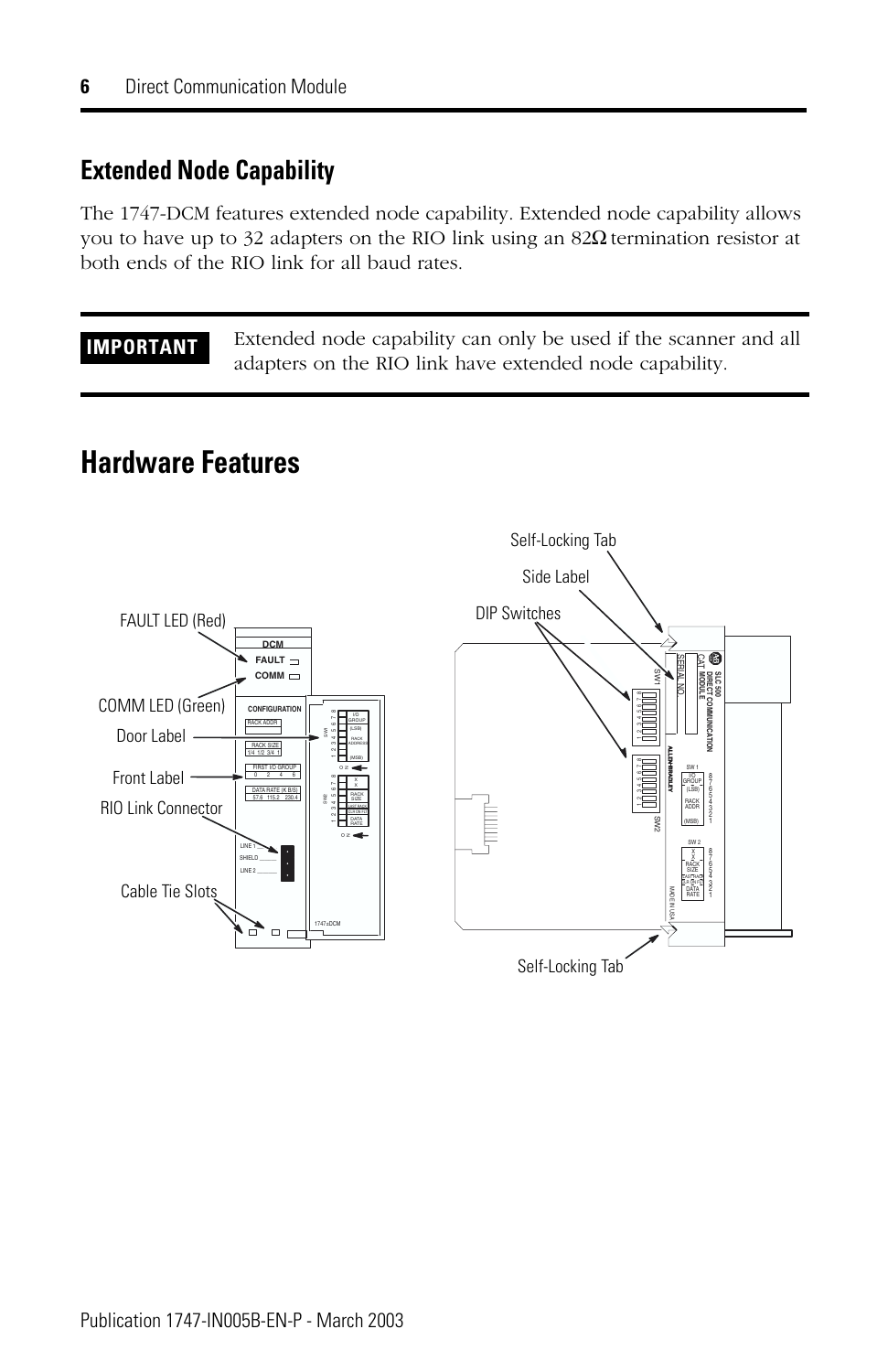## Extended Node Capability

The 1747-DCM features extended node capability. Extended node capability allows you to have up to 32 adapters on the RIO link using an 82Ω termination resistor at both ends of the RIO link for all baud rates.

**IMPORTANT** Extended node capability can only be used if the scanner and all adapters on the RIO link have extended node capability.

# Hardware Features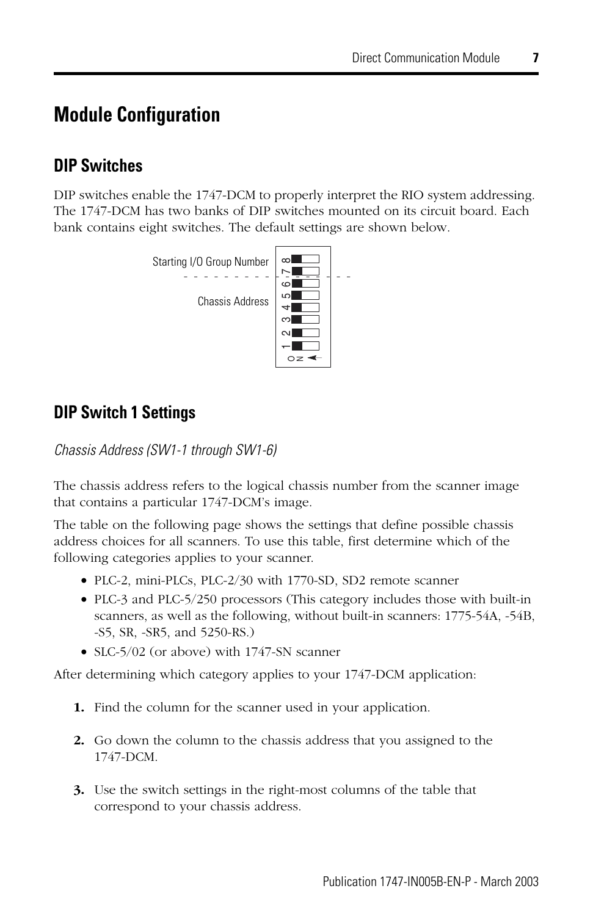# Module Configuration

## DIP Switches

DIP switches enable the 1747-DCM to properly interpret the RIO system addressing. The 1747-DCM has two banks of DIP switches mounted on its circuit board. Each bank contains eight switches. The default settings are shown below.

Starting I/O Group Number

Chassis Address

## DIP Switch 1 Settings

*Chassis Address (SW1-1 through SW1-6)*

The chassis address refers to the logical chassis number from the scanner image that contains a particular 1747-DCM's image.

The table on the following page shows the settings that define possible chassis address choices for all scanners. To use this table, first determine which of the following categories applies to your scanner.

- PLC-2, mini-PLCs, PLC-2/30 with 1770-SD, SD2 remote scanner
- PLC-3 and PLC-5/250 processors (This category includes those with built-in scanners, as well as the following, without built-in scanners: 1775-54A, -54B, -S5, SR, -SR5, and 5250-RS.)
- SLC-5/02 (or above) with 1747-SN scanner

After determining which category applies to your 1747-DCM application:

1. Find the column for the scanner used in your application.
2. Go down the column to the chassis address that you assigned to the 1747-DCM.
3. Use the switch settings in the right-most columns of the table that correspond to your chassis address.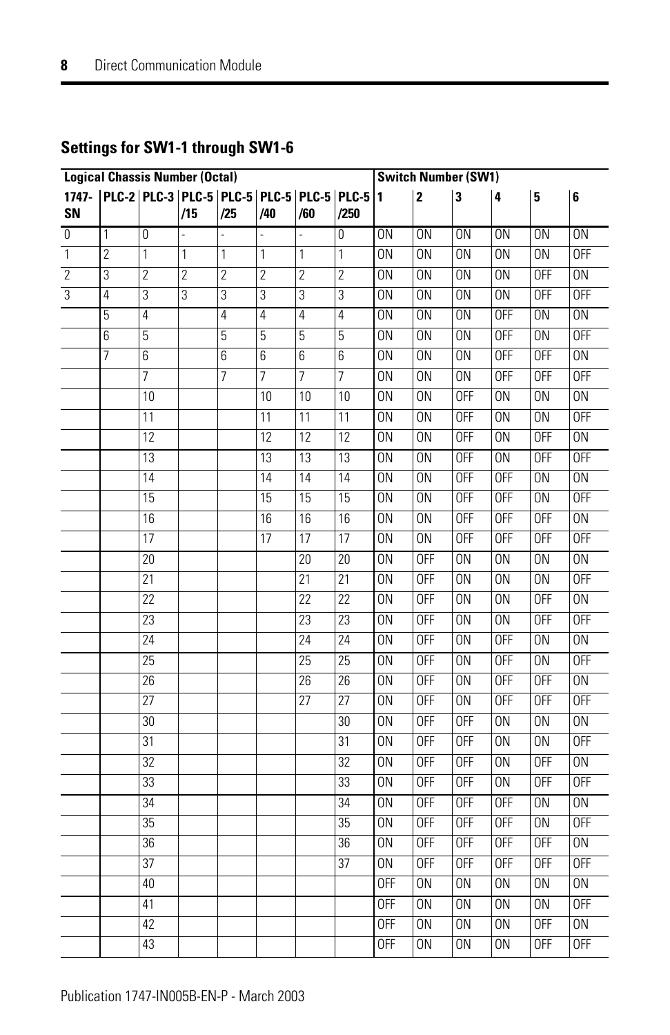## Settings for SW1-1 through SW1-6

| Logical Chassis Number (Octal) | | | | | | | | Switch Number (SW1) | | | | | |
|---|---|---|---|---|---|---|---|---|---|---|---|---|---|
| 1747-SN | PLC-2 | PLC-3 | PLC-5 /15 | PLC-5 /25 | PLC-5 /40 | PLC-5 /60 | PLC-5 /250 | 1 | 2 | 3 | 4 | 5 | 6 |
| 0 | 1 | 0 | - | - | - | - | 0 | ON | ON | ON | ON | ON | ON |
| 1 | 2 | 1 | 1 | 1 | 1 | 1 | 1 | ON | ON | ON | ON | ON | OFF |
| 2 | 3 | 2 | 2 | 2 | 2 | 2 | 2 | ON | ON | ON | ON | OFF | ON |
| 3 | 4 | 3 | 3 | 3 | 3 | 3 | 3 | ON | ON | ON | ON | OFF | OFF |
| | 5 | 4 | | 4 | 4 | 4 | 4 | ON | ON | ON | OFF | ON | ON |
| | 6 | 5 | | 5 | 5 | 5 | 5 | ON | ON | ON | OFF | ON | OFF |
| | 7 | 6 | | 6 | 6 | 6 | 6 | ON | ON | ON | OFF | OFF | ON |
| | | 7 | | 7 | 7 | 7 | 7 | ON | ON | ON | OFF | OFF | OFF |
| | | 10 | | | 10 | 10 | 10 | ON | ON | OFF | ON | ON | ON |
| | | 11 | | | 11 | 11 | 11 | ON | ON | OFF | ON | ON | OFF |
| | | 12 | | | 12 | 12 | 12 | ON | ON | OFF | ON | OFF | ON |
| | | 13 | | | 13 | 13 | 13 | ON | ON | OFF | ON | OFF | OFF |
| | | 14 | | | 14 | 14 | 14 | ON | ON | OFF | OFF | ON | ON |
| | | 15 | | | 15 | 15 | 15 | ON | ON | OFF | OFF | ON | OFF |
| | | 16 | | | 16 | 16 | 16 | ON | ON | OFF | OFF | OFF | ON |
| | | 17 | | | 17 | 17 | 17 | ON | ON | OFF | OFF | OFF | OFF |
| | | 20 | | | | 20 | 20 | ON | OFF | ON | ON | ON | ON |
| | | 21 | | | | 21 | 21 | ON | OFF | ON | ON | ON | OFF |
| | | 22 | | | | 22 | 22 | ON | OFF | ON | ON | OFF | ON |
| | | 23 | | | | 23 | 23 | ON | OFF | ON | ON | OFF | OFF |
| | | 24 | | | | 24 | 24 | ON | OFF | ON | OFF | ON | ON |
| | | 25 | | | | 25 | 25 | ON | OFF | ON | OFF | ON | OFF |
| | | 26 | | | | 26 | 26 | ON | OFF | ON | OFF | OFF | ON |
| | | 27 | | | | 27 | 27 | ON | OFF | ON | OFF | OFF | OFF |
| | | 30 | | | | | 30 | ON | OFF | OFF | ON | ON | ON |
| | | 31 | | | | | 31 | ON | OFF | OFF | ON | ON | OFF |
| | | 32 | | | | | 32 | ON | OFF | OFF | ON | OFF | ON |
| | | 33 | | | | | 33 | ON | OFF | OFF | ON | OFF | OFF |
| | | 34 | | | | | 34 | ON | OFF | OFF | OFF | ON | ON |
| | | 35 | | | | | 35 | ON | OFF | OFF | OFF | ON | OFF |
| | | 36 | | | | | 36 | ON | OFF | OFF | OFF | OFF | ON |
| | | 37 | | | | | 37 | ON | OFF | OFF | OFF | OFF | OFF |
| | | 40 | | | | | | OFF | ON | ON | ON | ON | ON |
| | | 41 | | | | | | OFF | ON | ON | ON | ON | OFF |
| | | 42 | | | | | | OFF | ON | ON | ON | OFF | ON |
| | | 43 | | | | | | OFF | ON | ON | ON | OFF | OFF |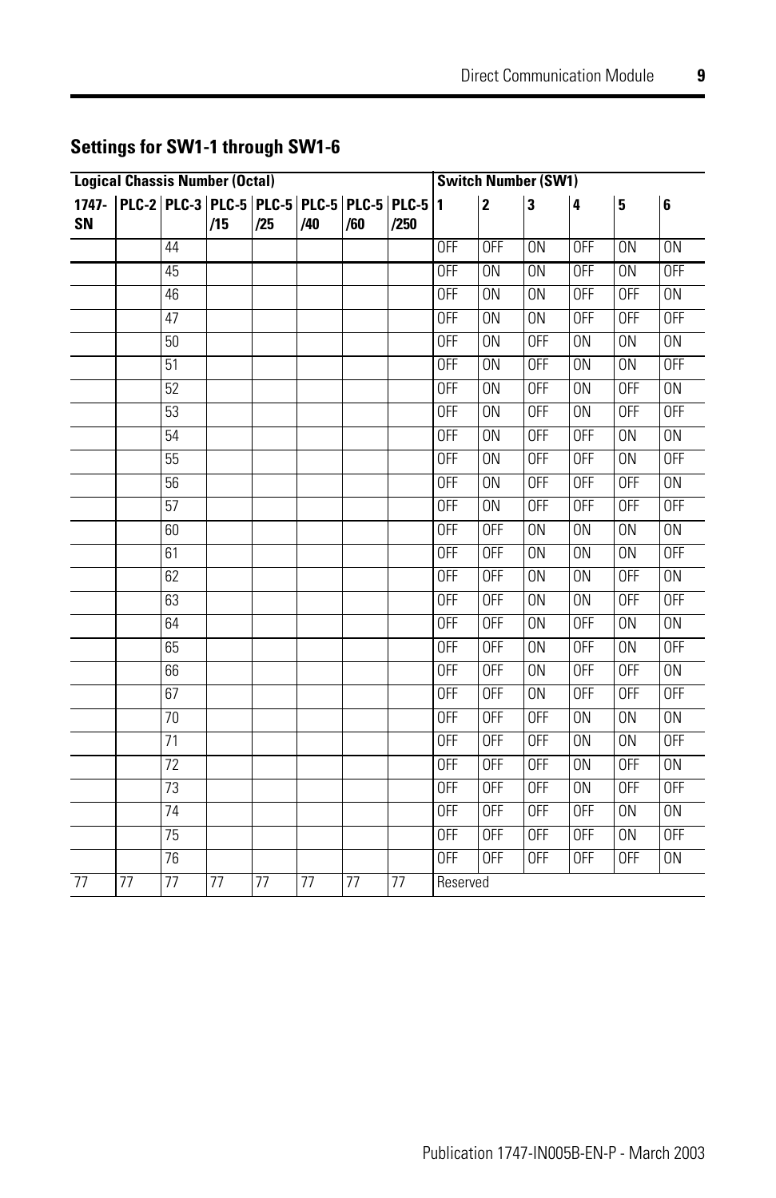## Settings for SW1-1 through SW1-6

| Logical Chassis Number (Octal) | | | | | | | | Switch Number (SW1) | | | | | |
|---|---|---|---|---|---|---|---|---|---|---|---|---|---|
| 1747-SN | PLC-2 | PLC-3 | PLC-5 /15 | PLC-5 /25 | PLC-5 /40 | PLC-5 /60 | PLC-5 /250 | 1 | 2 | 3 | 4 | 5 | 6 |
| | | 44 | | | | | | OFF | OFF | ON | OFF | ON | ON |
| | | 45 | | | | | | OFF | ON | ON | OFF | ON | OFF |
| | | 46 | | | | | | OFF | ON | ON | OFF | OFF | ON |
| | | 47 | | | | | | OFF | ON | ON | OFF | OFF | OFF |
| | | 50 | | | | | | OFF | ON | OFF | ON | ON | ON |
| | | 51 | | | | | | OFF | ON | OFF | ON | ON | OFF |
| | | 52 | | | | | | OFF | ON | OFF | ON | OFF | ON |
| | | 53 | | | | | | OFF | ON | OFF | ON | OFF | OFF |
| | | 54 | | | | | | OFF | ON | OFF | OFF | ON | ON |
| | | 55 | | | | | | OFF | ON | OFF | OFF | ON | OFF |
| | | 56 | | | | | | OFF | ON | OFF | OFF | OFF | ON |
| | | 57 | | | | | | OFF | ON | OFF | OFF | OFF | OFF |
| | | 60 | | | | | | OFF | OFF | ON | ON | ON | ON |
| | | 61 | | | | | | OFF | OFF | ON | ON | ON | OFF |
| | | 62 | | | | | | OFF | OFF | ON | ON | OFF | ON |
| | | 63 | | | | | | OFF | OFF | ON | ON | OFF | OFF |
| | | 64 | | | | | | OFF | OFF | ON | OFF | ON | ON |
| | | 65 | | | | | | OFF | OFF | ON | OFF | ON | OFF |
| | | 66 | | | | | | OFF | OFF | ON | OFF | OFF | ON |
| | | 67 | | | | | | OFF | OFF | ON | OFF | OFF | OFF |
| | | 70 | | | | | | OFF | OFF | OFF | ON | ON | ON |
| | | 71 | | | | | | OFF | OFF | OFF | ON | ON | OFF |
| | | 72 | | | | | | OFF | OFF | OFF | ON | OFF | ON |
| | | 73 | | | | | | OFF | OFF | OFF | ON | OFF | OFF |
| | | 74 | | | | | | OFF | OFF | OFF | OFF | ON | ON |
| | | 75 | | | | | | OFF | OFF | OFF | OFF | ON | OFF |
| | | 76 | | | | | | OFF | OFF | OFF | OFF | OFF | ON |
| 77 | 77 | 77 | 77 | 77 | 77 | 77 | 77 | Reserved | | | | | |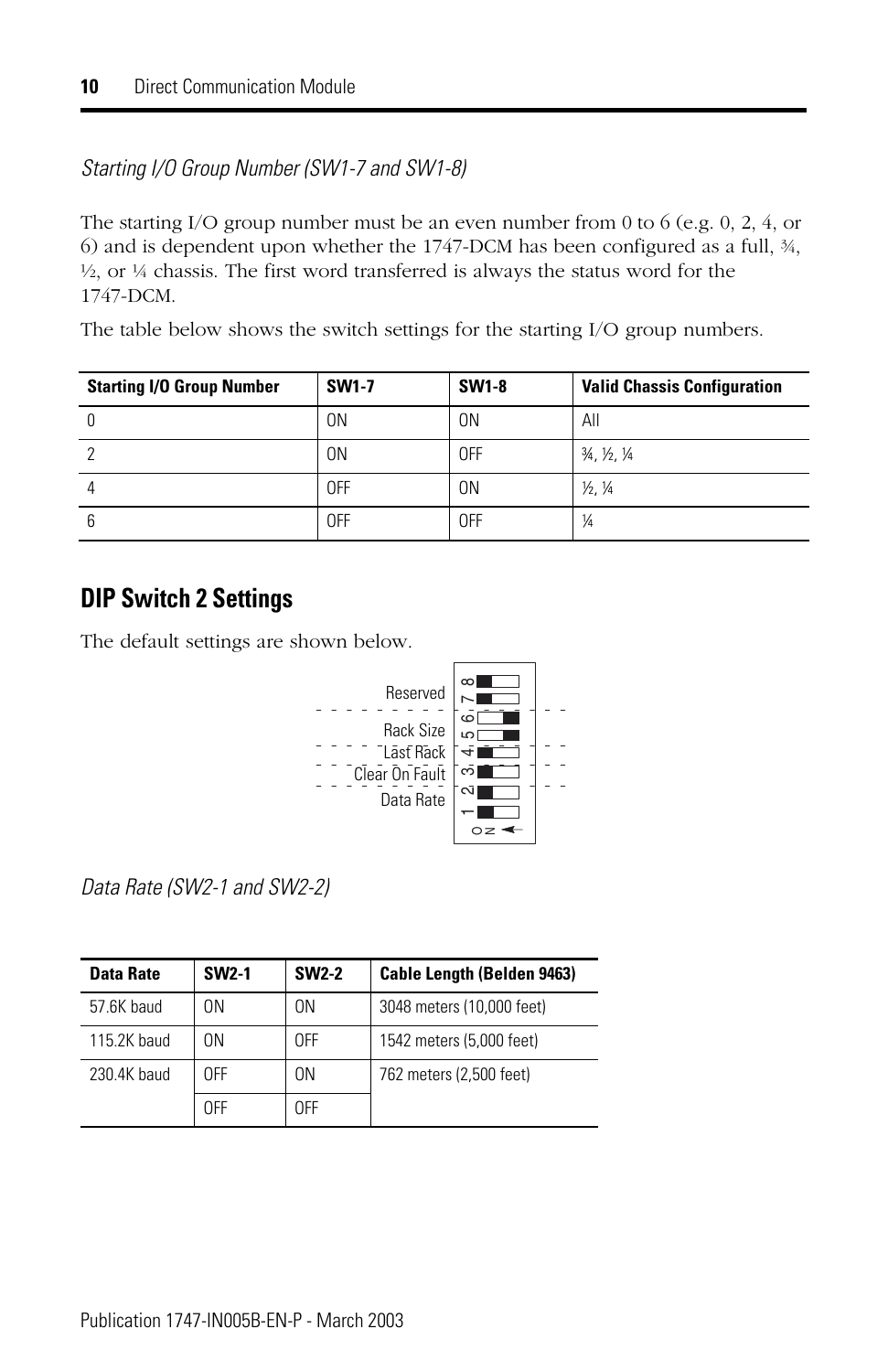*Starting I/O Group Number (SW1-7 and SW1-8)*

The starting I/O group number must be an even number from 0 to 6 (e.g. 0, 2, 4, or 6) and is dependent upon whether the 1747-DCM has been configured as a full, ¾, ½, or ¼ chassis. The first word transferred is always the status word for the 1747-DCM.

The table below shows the switch settings for the starting I/O group numbers.

| Starting I/O Group Number | SW1-7 | SW1-8 | Valid Chassis Configuration |
|---|---|---|---|
| 0 | ON | ON | All |
| 2 | ON | OFF | ¾, ½, ¼ |
| 4 | OFF | ON | ½, ¼ |
| 6 | OFF | OFF | ¼ |

## DIP Switch 2 Settings

The default settings are shown below.

Reserved
Rack Size
Last Rack
Clear On Fault
Data Rate

*Data Rate (SW2-1 and SW2-2)*

| Data Rate | SW2-1 | SW2-2 | Cable Length (Belden 9463) |
|---|---|---|---|
| 57.6K baud | ON | ON | 3048 meters (10,000 feet) |
| 115.2K baud | ON | OFF | 1542 meters (5,000 feet) |
| 230.4K baud | OFF | ON | 762 meters (2,500 feet) |
| | OFF | OFF | |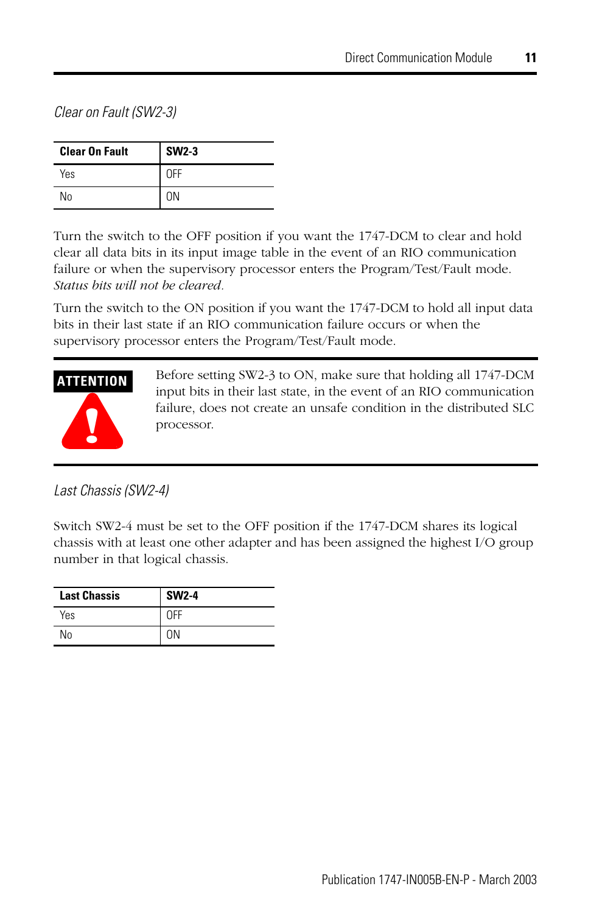### *Clear on Fault (SW2-3)*

| Clear On Fault | SW2-3 |
|---|---|
| Yes | OFF |
| No | ON |

Turn the switch to the OFF position if you want the 1747-DCM to clear and hold clear all data bits in its input image table in the event of an RIO communication failure or when the supervisory processor enters the Program/Test/Fault mode. *Status bits will not be cleared*.

Turn the switch to the ON position if you want the 1747-DCM to hold all input data bits in their last state if an RIO communication failure occurs or when the supervisory processor enters the Program/Test/Fault mode.

**ATTENTION**

Before setting SW2-3 to ON, make sure that holding all 1747-DCM input bits in their last state, in the event of an RIO communication failure, does not create an unsafe condition in the distributed SLC processor.

### *Last Chassis (SW2-4)*

Switch SW2-4 must be set to the OFF position if the 1747-DCM shares its logical chassis with at least one other adapter and has been assigned the highest I/O group number in that logical chassis.

| Last Chassis | SW2-4 |
|---|---|
| Yes | OFF |
| No | ON |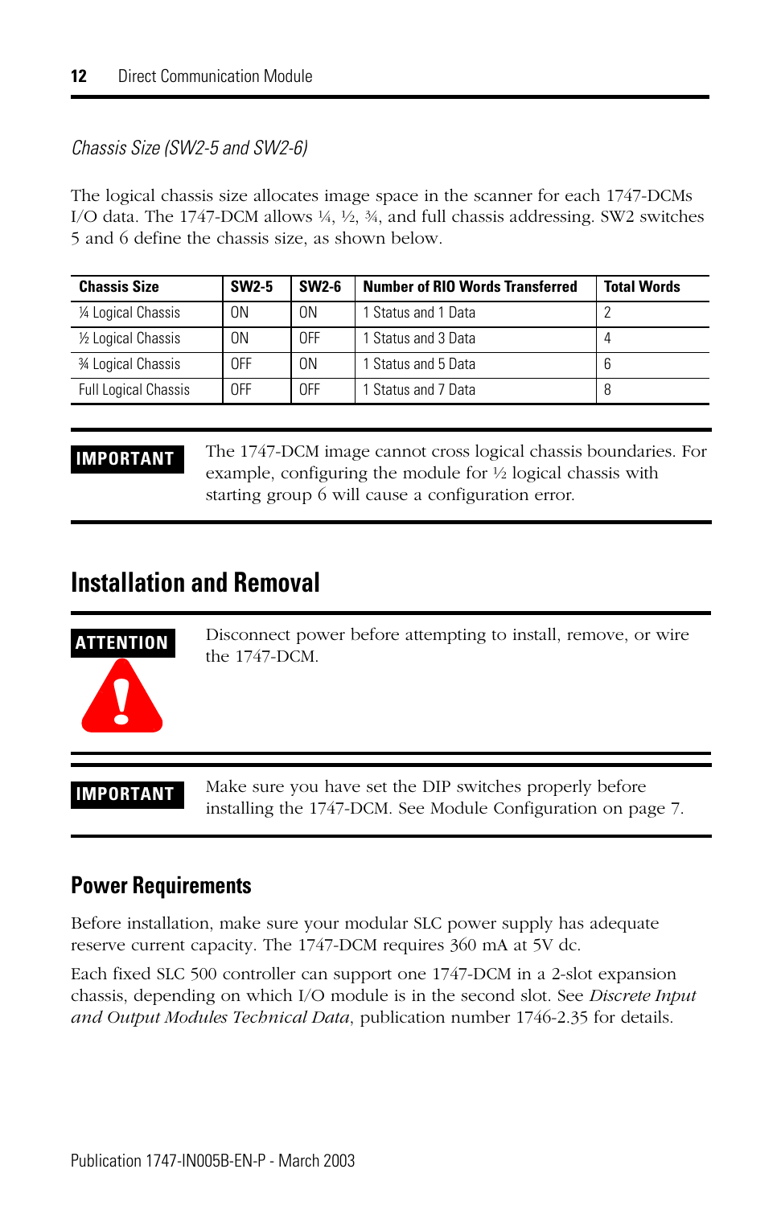*Chassis Size (SW2-5 and SW2-6)*

The logical chassis size allocates image space in the scanner for each 1747-DCMs I/O data. The 1747-DCM allows ¼, ½, ¾, and full chassis addressing. SW2 switches 5 and 6 define the chassis size, as shown below.

| Chassis Size | SW2-5 | SW2-6 | Number of RIO Words Transferred | Total Words |
|---|---|---|---|---|
| ¼ Logical Chassis | ON | ON | 1 Status and 1 Data | 2 |
| ½ Logical Chassis | ON | OFF | 1 Status and 3 Data | 4 |
| ¾ Logical Chassis | OFF | ON | 1 Status and 5 Data | 6 |
| Full Logical Chassis | OFF | OFF | 1 Status and 7 Data | 8 |

**IMPORTANT** The 1747-DCM image cannot cross logical chassis boundaries. For example, configuring the module for ½ logical chassis with starting group 6 will cause a configuration error.

## Installation and Removal

**ATTENTION** Disconnect power before attempting to install, remove, or wire the 1747-DCM.

**IMPORTANT** Make sure you have set the DIP switches properly before installing the 1747-DCM. See Module Configuration on page 7.

### Power Requirements

Before installation, make sure your modular SLC power supply has adequate reserve current capacity. The 1747-DCM requires 360 mA at 5V dc.

Each fixed SLC 500 controller can support one 1747-DCM in a 2-slot expansion chassis, depending on which I/O module is in the second slot. See *Discrete Input and Output Modules Technical Data*, publication number 1746-2.35 for details.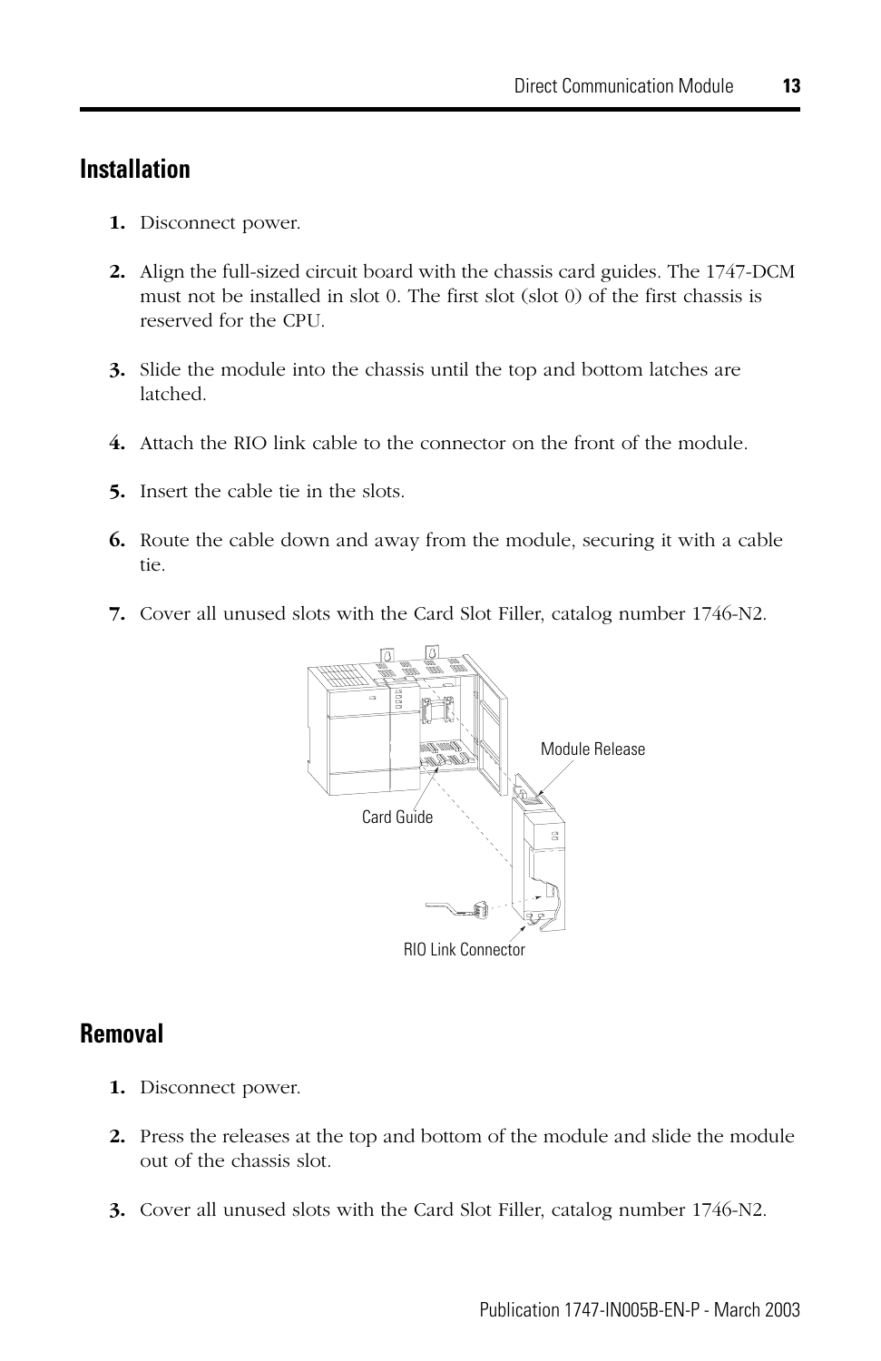## Installation

1. Disconnect power.

2. Align the full-sized circuit board with the chassis card guides. The 1747-DCM must not be installed in slot 0. The first slot (slot 0) of the first chassis is reserved for the CPU.

3. Slide the module into the chassis until the top and bottom latches are latched.

4. Attach the RIO link cable to the connector on the front of the module.

5. Insert the cable tie in the slots.

6. Route the cable down and away from the module, securing it with a cable tie.

7. Cover all unused slots with the Card Slot Filler, catalog number 1746-N2.

Module Release

Card Guide

RIO Link Connector

## Removal

1. Disconnect power.

2. Press the releases at the top and bottom of the module and slide the module out of the chassis slot.

3. Cover all unused slots with the Card Slot Filler, catalog number 1746-N2.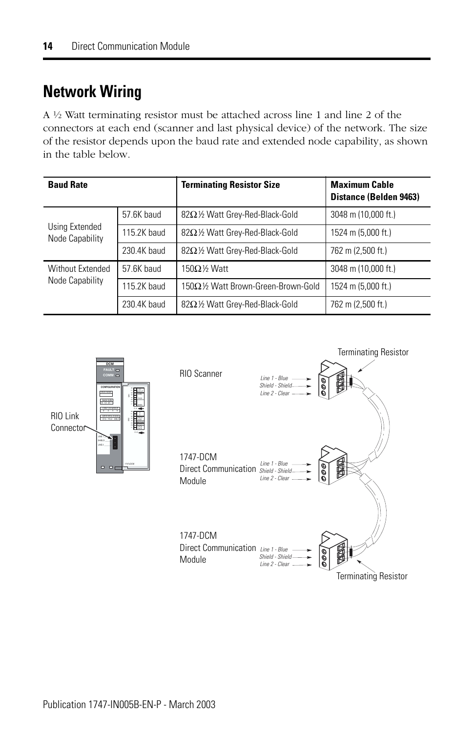# Network Wiring

A ½ Watt terminating resistor must be attached across line 1 and line 2 of the connectors at each end (scanner and last physical device) of the network. The size of the resistor depends upon the baud rate and extended node capability, as shown in the table below.

| Baud Rate | | Terminating Resistor Size | Maximum Cable Distance (Belden 9463) |
|---|---|---|---|
| Using Extended Node Capability | 57.6K baud | 82Ω ½ Watt Grey-Red-Black-Gold | 3048 m (10,000 ft.) |
| | 115.2K baud | 82Ω ½ Watt Grey-Red-Black-Gold | 1524 m (5,000 ft.) |
| | 230.4K baud | 82Ω ½ Watt Grey-Red-Black-Gold | 762 m (2,500 ft.) |
| Without Extended Node Capability | 57.6K baud | 150Ω ½ Watt | 3048 m (10,000 ft.) |
| | 115.2K baud | 150Ω ½ Watt Brown-Green-Brown-Gold | 1524 m (5,000 ft.) |
| | 230.4K baud | 82Ω ½ Watt Grey-Red-Black-Gold | 762 m (2,500 ft.) |

RIO Link Connector

RIO Scanner — Terminating Resistor
*Line 1 - Blue*
*Shield - Shield*
*Line 2 - Clear*

1747-DCM Direct Communication Module
*Line 1 - Blue*
*Shield - Shield*
*Line 2 - Clear*

1747-DCM Direct Communication Module — Terminating Resistor
*Line 1 - Blue*
*Shield - Shield*
*Line 2 - Clear*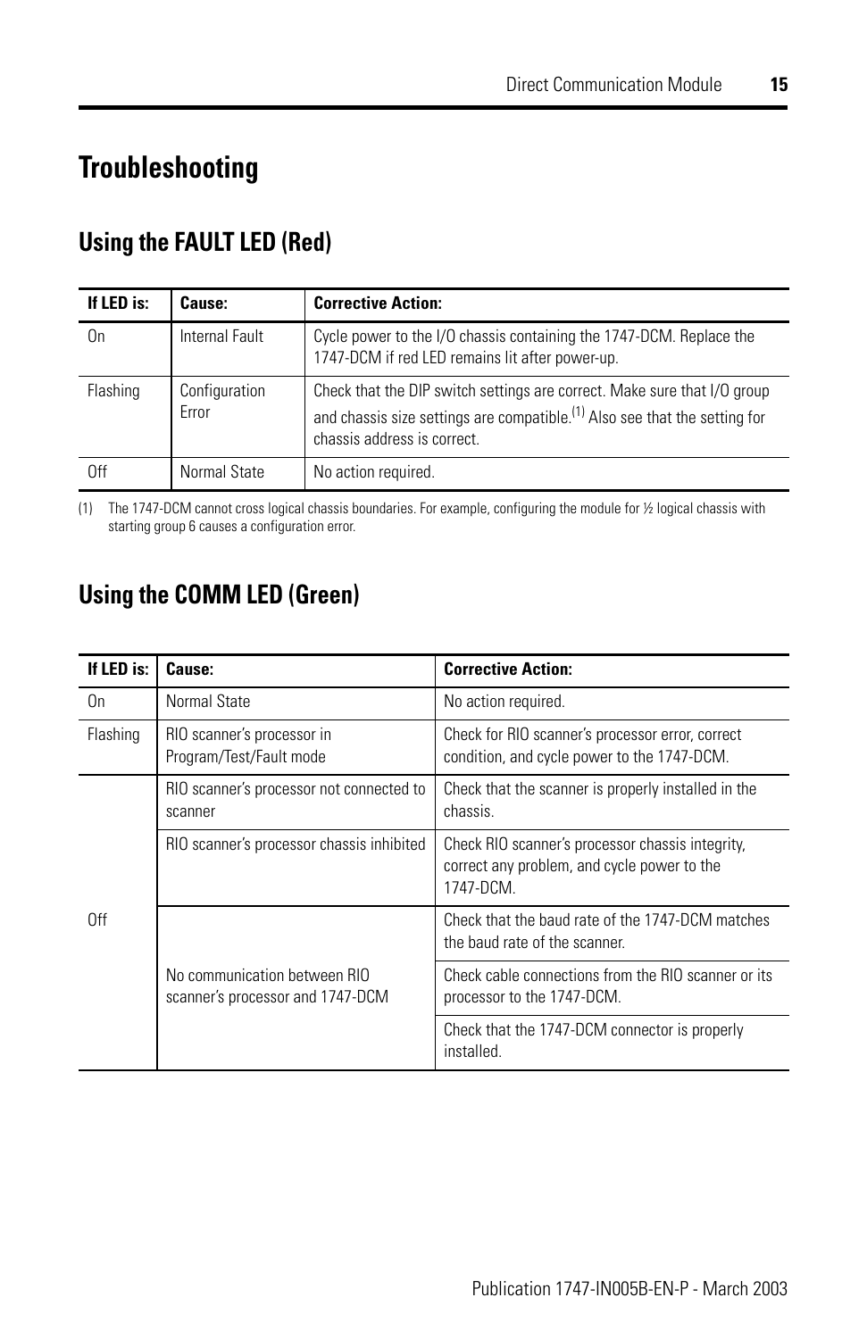# Troubleshooting

## Using the FAULT LED (Red)

| If LED is: | Cause: | Corrective Action: |
|---|---|---|
| On | Internal Fault | Cycle power to the I/O chassis containing the 1747-DCM. Replace the 1747-DCM if red LED remains lit after power-up. |
| Flashing | Configuration Error | Check that the DIP switch settings are correct. Make sure that I/O group and chassis size settings are compatible.[1] Also see that the setting for chassis address is correct. |
| Off | Normal State | No action required. |

(1) The 1747-DCM cannot cross logical chassis boundaries. For example, configuring the module for ½ logical chassis with starting group 6 causes a configuration error.

## Using the COMM LED (Green)

| If LED is: | Cause: | Corrective Action: |
|---|---|---|
| On | Normal State | No action required. |
| Flashing | RIO scanner's processor in Program/Test/Fault mode | Check for RIO scanner's processor error, correct condition, and cycle power to the 1747-DCM. |
| Off | RIO scanner's processor not connected to scanner | Check that the scanner is properly installed in the chassis. |
| | RIO scanner's processor chassis inhibited | Check RIO scanner's processor chassis integrity, correct any problem, and cycle power to the 1747-DCM. |
| | No communication between RIO scanner's processor and 1747-DCM | Check that the baud rate of the 1747-DCM matches the baud rate of the scanner. |
| | | Check cable connections from the RIO scanner or its processor to the 1747-DCM. |
| | | Check that the 1747-DCM connector is properly installed. |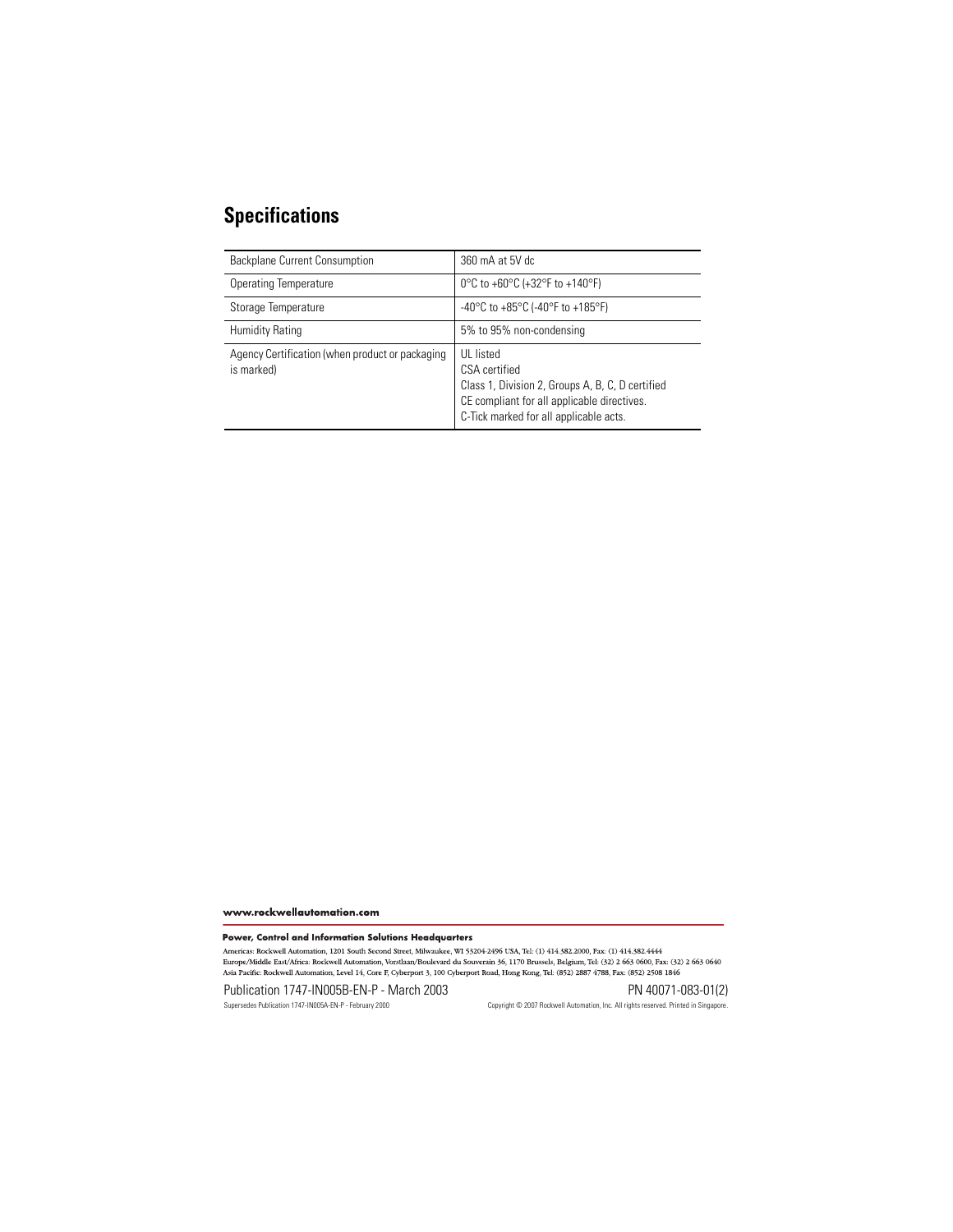## Specifications

| | |
|---|---|
| Backplane Current Consumption | 360 mA at 5V dc |
| Operating Temperature | 0°C to +60°C (+32°F to +140°F) |
| Storage Temperature | -40°C to +85°C (-40°F to +185°F) |
| Humidity Rating | 5% to 95% non-condensing |
| Agency Certification (when product or packaging is marked) | UL listed<br>CSA certified<br>Class 1, Division 2, Groups A, B, C, D certified<br>CE compliant for all applicable directives.<br>C-Tick marked for all applicable acts. |

**www.rockwellautomation.com**

**Power, Control and Information Solutions Headquarters**

Americas: Rockwell Automation, 1201 South Second Street, Milwaukee, WI 53204-2496 USA, Tel: (1) 414.382.2000, Fax: (1) 414.382.4444
Europe/Middle East/Africa: Rockwell Automation, Vorstlaan/Boulevard du Souverain 36, 1170 Brussels, Belgium, Tel: (32) 2 663 0600, Fax: (32) 2 663 0640
Asia Pacific: Rockwell Automation, Level 14, Core F, Cyberport 3, 100 Cyberport Road, Hong Kong, Tel: (852) 2887 4788, Fax: (852) 2508 1846

Publication 1747-IN005B-EN-P - March 2003 PN 40071-083-01(2)

Supersedes Publication 1747-IN005A-EN-P - February 2000 Copyright © 2007 Rockwell Automation, Inc. All rights reserved. Printed in Singapore.